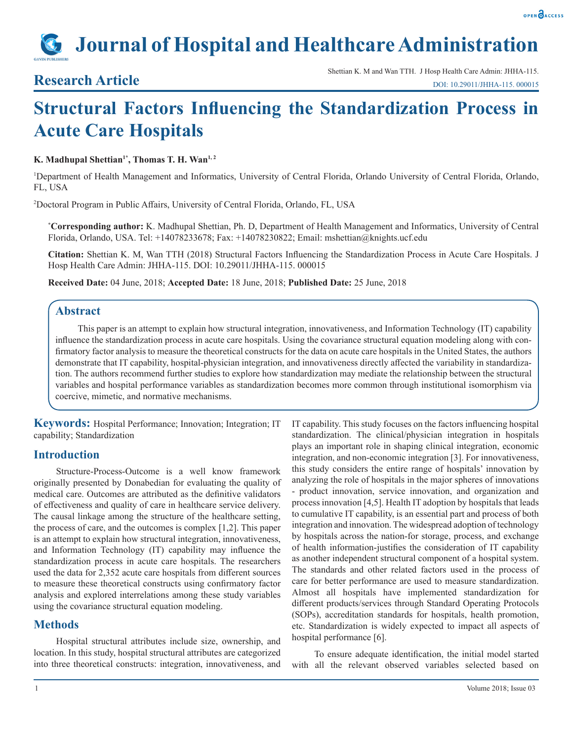# Structural Factors Influencing the Standardization Process in Acute Care Hospitals

**K. Madhupal Shettian[1*], Thomas T. H. Wan[1, 2]**

[1]Department of Health Management and Informatics, University of Central Florida, Orlando University of Central Florida, Orlando, FL, USA

[2]Doctoral Program in Public Affairs, University of Central Florida, Orlando, FL, USA

**\*Corresponding author:** K. Madhupal Shettian, Ph. D, Department of Health Management and Informatics, University of Central Florida, Orlando, USA. Tel: +14078233678; Fax: +14078230822; Email: mshettian@knights.ucf.edu

**Citation:** Shettian K. M, Wan TTH (2018) Structural Factors Influencing the Standardization Process in Acute Care Hospitals. J Hosp Health Care Admin: JHHA-115. DOI: 10.29011/JHHA-115. 000015

**Received Date:** 04 June, 2018; **Accepted Date:** 18 June, 2018; **Published Date:** 25 June, 2018

## Abstract

This paper is an attempt to explain how structural integration, innovativeness, and Information Technology (IT) capability influence the standardization process in acute care hospitals. Using the covariance structural equation modeling along with confirmatory factor analysis to measure the theoretical constructs for the data on acute care hospitals in the United States, the authors demonstrate that IT capability, hospital-physician integration, and innovativeness directly affected the variability in standardization. The authors recommend further studies to explore how standardization may mediate the relationship between the structural variables and hospital performance variables as standardization becomes more common through institutional isomorphism via coercive, mimetic, and normative mechanisms.

**Keywords:** Hospital Performance; Innovation; Integration; IT capability; Standardization

## Introduction

Structure-Process-Outcome is a well know framework originally presented by Donabedian for evaluating the quality of medical care. Outcomes are attributed as the definitive validators of effectiveness and quality of care in healthcare service delivery. The causal linkage among the structure of the healthcare setting, the process of care, and the outcomes is complex [1,2]. This paper is an attempt to explain how structural integration, innovativeness, and Information Technology (IT) capability may influence the standardization process in acute care hospitals. The researchers used the data for 2,352 acute care hospitals from different sources to measure these theoretical constructs using confirmatory factor analysis and explored interrelations among these study variables using the covariance structural equation modeling.

## Methods

Hospital structural attributes include size, ownership, and location. In this study, hospital structural attributes are categorized into three theoretical constructs: integration, innovativeness, and IT capability. This study focuses on the factors influencing hospital standardization. The clinical/physician integration in hospitals plays an important role in shaping clinical integration, economic integration, and non-economic integration [3]. For innovativeness, this study considers the entire range of hospitals' innovation by analyzing the role of hospitals in the major spheres of innovations - product innovation, service innovation, and organization and process innovation [4,5]. Health IT adoption by hospitals that leads to cumulative IT capability, is an essential part and process of both integration and innovation. The widespread adoption of technology by hospitals across the nation-for storage, process, and exchange of health information-justifies the consideration of IT capability as another independent structural component of a hospital system. The standards and other related factors used in the process of care for better performance are used to measure standardization. Almost all hospitals have implemented standardization for different products/services through Standard Operating Protocols (SOPs), accreditation standards for hospitals, health promotion, etc. Standardization is widely expected to impact all aspects of hospital performance [6].

To ensure adequate identification, the initial model started with all the relevant observed variables selected based on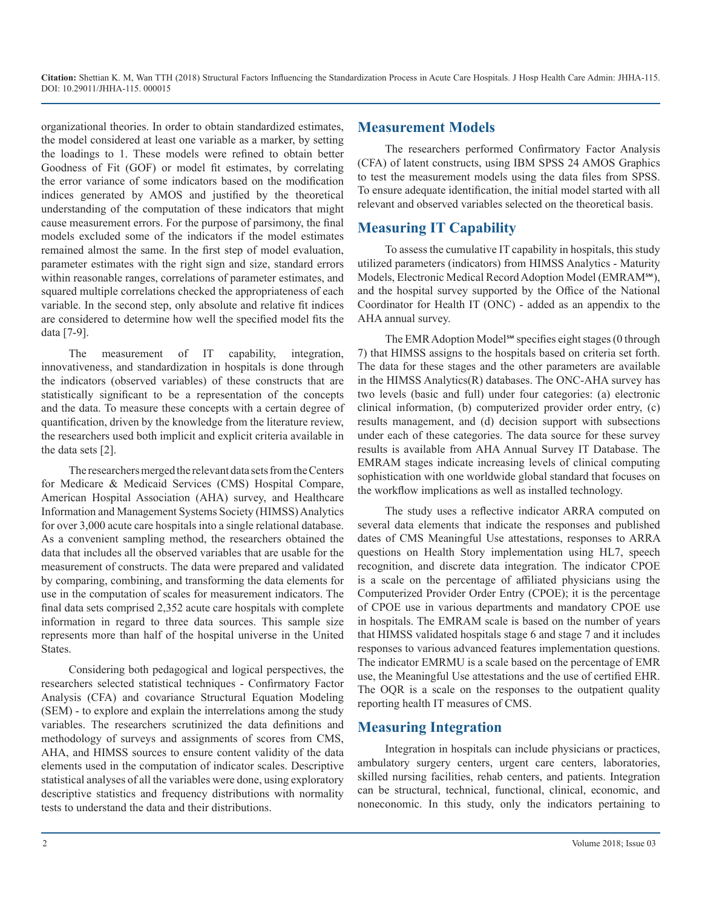organizational theories. In order to obtain standardized estimates, the model considered at least one variable as a marker, by setting the loadings to 1. These models were refined to obtain better Goodness of Fit (GOF) or model fit estimates, by correlating the error variance of some indicators based on the modification indices generated by AMOS and justified by the theoretical understanding of the computation of these indicators that might cause measurement errors. For the purpose of parsimony, the final models excluded some of the indicators if the model estimates remained almost the same. In the first step of model evaluation, parameter estimates with the right sign and size, standard errors within reasonable ranges, correlations of parameter estimates, and squared multiple correlations checked the appropriateness of each variable. In the second step, only absolute and relative fit indices are considered to determine how well the specified model fits the data [7-9].

The measurement of IT capability, integration, innovativeness, and standardization in hospitals is done through the indicators (observed variables) of these constructs that are statistically significant to be a representation of the concepts and the data. To measure these concepts with a certain degree of quantification, driven by the knowledge from the literature review, the researchers used both implicit and explicit criteria available in the data sets [2].

The researchers merged the relevant data sets from the Centers for Medicare & Medicaid Services (CMS) Hospital Compare, American Hospital Association (AHA) survey, and Healthcare Information and Management Systems Society (HIMSS) Analytics for over 3,000 acute care hospitals into a single relational database. As a convenient sampling method, the researchers obtained the data that includes all the observed variables that are usable for the measurement of constructs. The data were prepared and validated by comparing, combining, and transforming the data elements for use in the computation of scales for measurement indicators. The final data sets comprised 2,352 acute care hospitals with complete information in regard to three data sources. This sample size represents more than half of the hospital universe in the United States.

Considering both pedagogical and logical perspectives, the researchers selected statistical techniques - Confirmatory Factor Analysis (CFA) and covariance Structural Equation Modeling (SEM) - to explore and explain the interrelations among the study variables. The researchers scrutinized the data definitions and methodology of surveys and assignments of scores from CMS, AHA, and HIMSS sources to ensure content validity of the data elements used in the computation of indicator scales. Descriptive statistical analyses of all the variables were done, using exploratory descriptive statistics and frequency distributions with normality tests to understand the data and their distributions.

## Measurement Models

The researchers performed Confirmatory Factor Analysis (CFA) of latent constructs, using IBM SPSS 24 AMOS Graphics to test the measurement models using the data files from SPSS. To ensure adequate identification, the initial model started with all relevant and observed variables selected on the theoretical basis.

## Measuring IT Capability

To assess the cumulative IT capability in hospitals, this study utilized parameters (indicators) from HIMSS Analytics - Maturity Models, Electronic Medical Record Adoption Model (EMRAM℠), and the hospital survey supported by the Office of the National Coordinator for Health IT (ONC) - added as an appendix to the AHA annual survey.

The EMR Adoption Model℠ specifies eight stages (0 through 7) that HIMSS assigns to the hospitals based on criteria set forth. The data for these stages and the other parameters are available in the HIMSS Analytics(R) databases. The ONC-AHA survey has two levels (basic and full) under four categories: (a) electronic clinical information, (b) computerized provider order entry, (c) results management, and (d) decision support with subsections under each of these categories. The data source for these survey results is available from AHA Annual Survey IT Database. The EMRAM stages indicate increasing levels of clinical computing sophistication with one worldwide global standard that focuses on the workflow implications as well as installed technology.

The study uses a reflective indicator ARRA computed on several data elements that indicate the responses and published dates of CMS Meaningful Use attestations, responses to ARRA questions on Health Story implementation using HL7, speech recognition, and discrete data integration. The indicator CPOE is a scale on the percentage of affiliated physicians using the Computerized Provider Order Entry (CPOE); it is the percentage of CPOE use in various departments and mandatory CPOE use in hospitals. The EMRAM scale is based on the number of years that HIMSS validated hospitals stage 6 and stage 7 and it includes responses to various advanced features implementation questions. The indicator EMRMU is a scale based on the percentage of EMR use, the Meaningful Use attestations and the use of certified EHR. The OQR is a scale on the responses to the outpatient quality reporting health IT measures of CMS.

## Measuring Integration

Integration in hospitals can include physicians or practices, ambulatory surgery centers, urgent care centers, laboratories, skilled nursing facilities, rehab centers, and patients. Integration can be structural, technical, functional, clinical, economic, and noneconomic. In this study, only the indicators pertaining to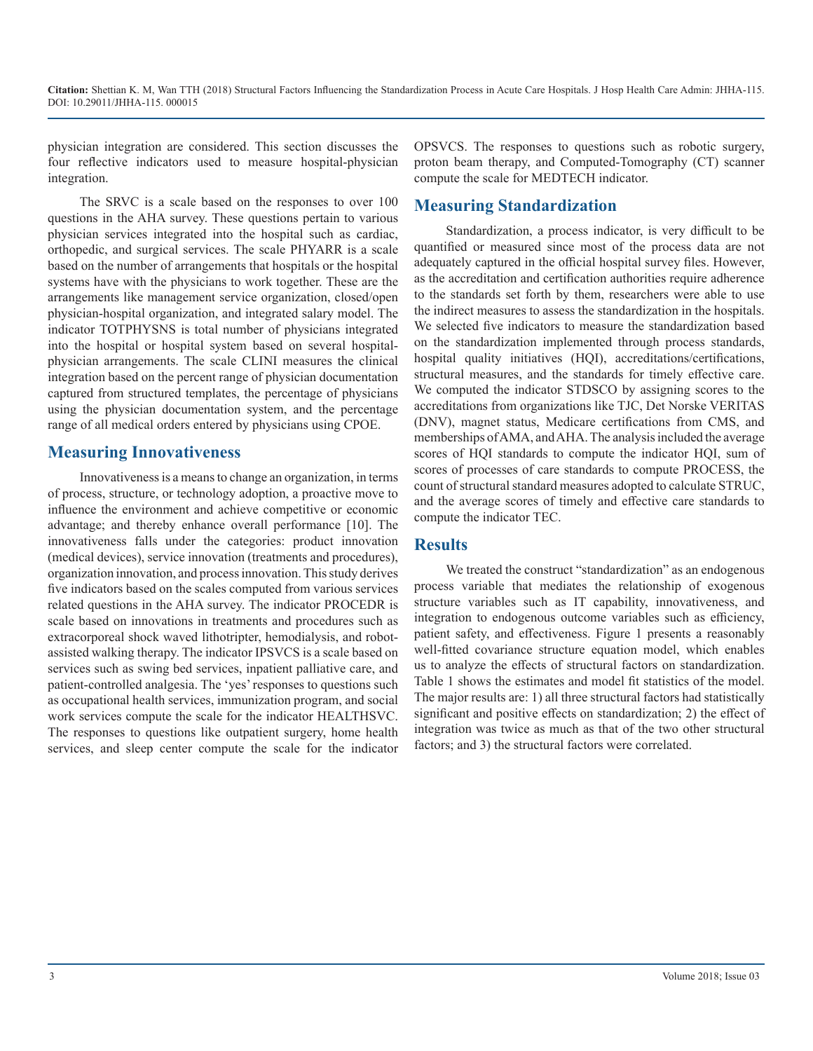physician integration are considered. This section discusses the four reflective indicators used to measure hospital-physician integration.

The SRVC is a scale based on the responses to over 100 questions in the AHA survey. These questions pertain to various physician services integrated into the hospital such as cardiac, orthopedic, and surgical services. The scale PHYARR is a scale based on the number of arrangements that hospitals or the hospital systems have with the physicians to work together. These are the arrangements like management service organization, closed/open physician-hospital organization, and integrated salary model. The indicator TOTPHYSNS is total number of physicians integrated into the hospital or hospital system based on several hospital-physician arrangements. The scale CLINI measures the clinical integration based on the percent range of physician documentation captured from structured templates, the percentage of physicians using the physician documentation system, and the percentage range of all medical orders entered by physicians using CPOE.

## Measuring Innovativeness

Innovativeness is a means to change an organization, in terms of process, structure, or technology adoption, a proactive move to influence the environment and achieve competitive or economic advantage; and thereby enhance overall performance [10]. The innovativeness falls under the categories: product innovation (medical devices), service innovation (treatments and procedures), organization innovation, and process innovation. This study derives five indicators based on the scales computed from various services related questions in the AHA survey. The indicator PROCEDR is scale based on innovations in treatments and procedures such as extracorporeal shock waved lithotripter, hemodialysis, and robot-assisted walking therapy. The indicator IPSVCS is a scale based on services such as swing bed services, inpatient palliative care, and patient-controlled analgesia. The 'yes' responses to questions such as occupational health services, immunization program, and social work services compute the scale for the indicator HEALTHSVC. The responses to questions like outpatient surgery, home health services, and sleep center compute the scale for the indicator OPSVCS. The responses to questions such as robotic surgery, proton beam therapy, and Computed-Tomography (CT) scanner compute the scale for MEDTECH indicator.

## Measuring Standardization

Standardization, a process indicator, is very difficult to be quantified or measured since most of the process data are not adequately captured in the official hospital survey files. However, as the accreditation and certification authorities require adherence to the standards set forth by them, researchers were able to use the indirect measures to assess the standardization in the hospitals. We selected five indicators to measure the standardization based on the standardization implemented through process standards, hospital quality initiatives (HQI), accreditations/certifications, structural measures, and the standards for timely effective care. We computed the indicator STDSCO by assigning scores to the accreditations from organizations like TJC, Det Norske VERITAS (DNV), magnet status, Medicare certifications from CMS, and memberships of AMA, and AHA. The analysis included the average scores of HQI standards to compute the indicator HQI, sum of scores of processes of care standards to compute PROCESS, the count of structural standard measures adopted to calculate STRUC, and the average scores of timely and effective care standards to compute the indicator TEC.

## Results

We treated the construct "standardization" as an endogenous process variable that mediates the relationship of exogenous structure variables such as IT capability, innovativeness, and integration to endogenous outcome variables such as efficiency, patient safety, and effectiveness. Figure 1 presents a reasonably well-fitted covariance structure equation model, which enables us to analyze the effects of structural factors on standardization. Table 1 shows the estimates and model fit statistics of the model. The major results are: 1) all three structural factors had statistically significant and positive effects on standardization; 2) the effect of integration was twice as much as that of the two other structural factors; and 3) the structural factors were correlated.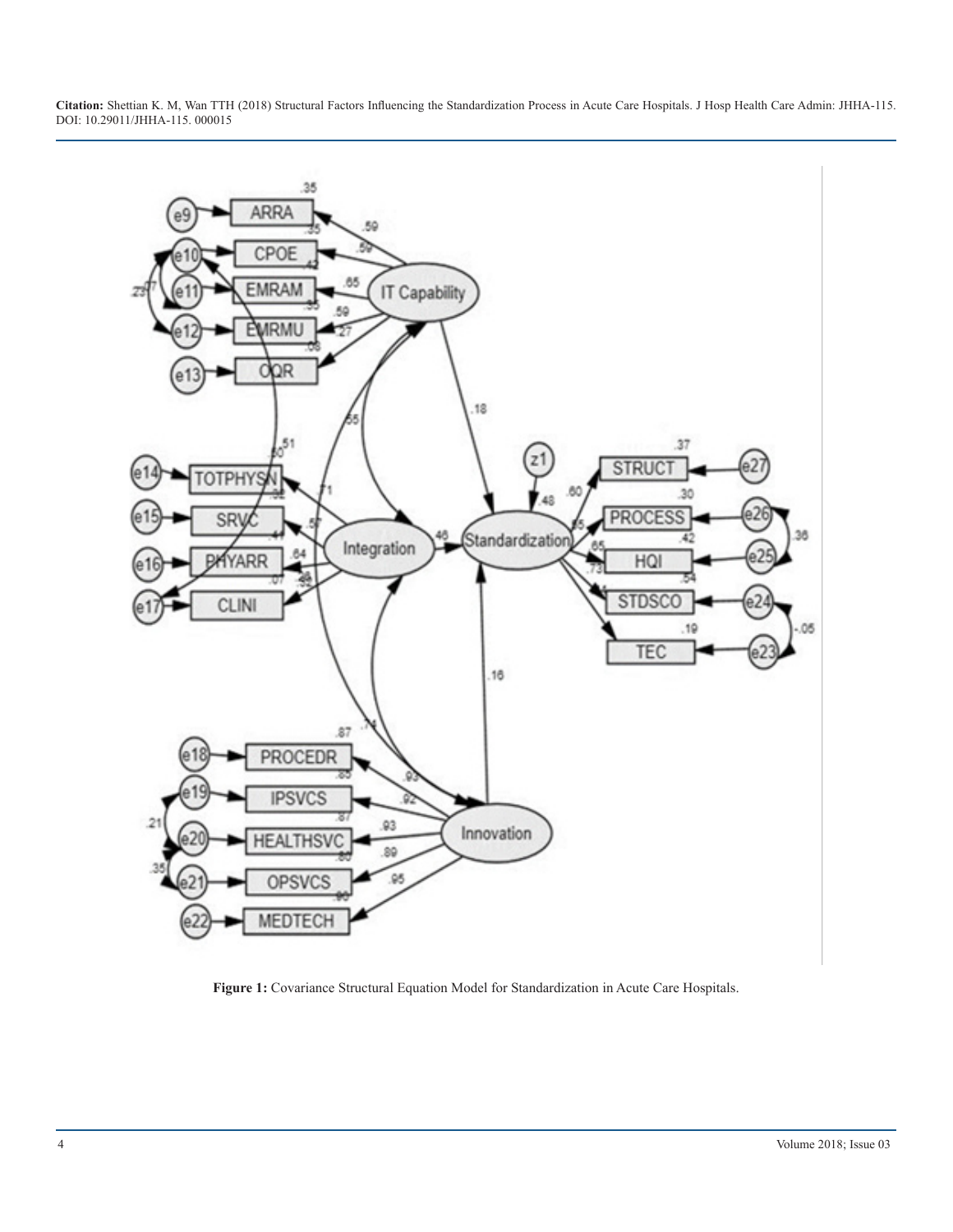Figure 1: Covariance Structural Equation Model for Standardization in Acute Care Hospitals.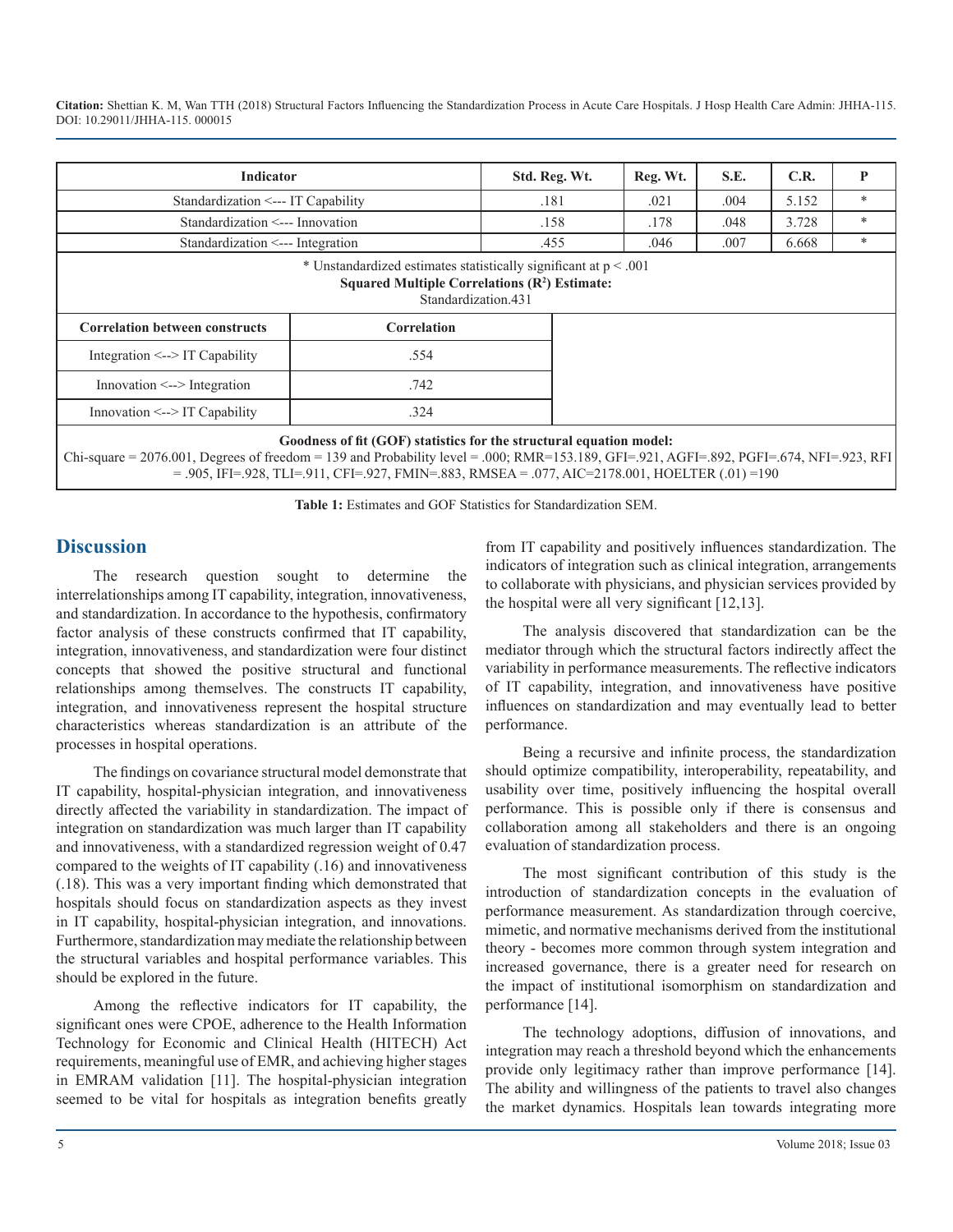| Indicator | Std. Reg. Wt. | Reg. Wt. | S.E. | C.R. | P |
|---|---|---|---|---|---|
| Standardization <--- IT Capability | .181 | .021 | .004 | 5.152 | * |
| Standardization <--- Innovation | .158 | .178 | .048 | 3.728 | * |
| Standardization <--- Integration | .455 | .046 | .007 | 6.668 | * |

\* Unstandardized estimates statistically significant at $p < .001$

**Squared Multiple Correlations ($R^2$) Estimate:**

Standardization.431

| Correlation between constructs | Correlation |
|---|---|
| Integration <--> IT Capability | .554 |
| Innovation <--> Integration | .742 |
| Innovation <--> IT Capability | .324 |

**Goodness of fit (GOF) statistics for the structural equation model:**

Chi-square = 2076.001, Degrees of freedom = 139 and Probability level = .000; RMR=153.189, GFI=.921, AGFI=.892, PGFI=.674, NFI=.923, RFI = .905, IFI=.928, TLI=.911, CFI=.927, FMIN=.883, RMSEA = .077, AIC=2178.001, HOELTER (.01) =190

**Table 1:** Estimates and GOF Statistics for Standardization SEM.

## Discussion

The research question sought to determine the interrelationships among IT capability, integration, innovativeness, and standardization. In accordance to the hypothesis, confirmatory factor analysis of these constructs confirmed that IT capability, integration, innovativeness, and standardization were four distinct concepts that showed the positive structural and functional relationships among themselves. The constructs IT capability, integration, and innovativeness represent the hospital structure characteristics whereas standardization is an attribute of the processes in hospital operations.

The findings on covariance structural model demonstrate that IT capability, hospital-physician integration, and innovativeness directly affected the variability in standardization. The impact of integration on standardization was much larger than IT capability and innovativeness, with a standardized regression weight of 0.47 compared to the weights of IT capability (.16) and innovativeness (.18). This was a very important finding which demonstrated that hospitals should focus on standardization aspects as they invest in IT capability, hospital-physician integration, and innovations. Furthermore, standardization may mediate the relationship between the structural variables and hospital performance variables. This should be explored in the future.

Among the reflective indicators for IT capability, the significant ones were CPOE, adherence to the Health Information Technology for Economic and Clinical Health (HITECH) Act requirements, meaningful use of EMR, and achieving higher stages in EMRAM validation [11]. The hospital-physician integration seemed to be vital for hospitals as integration benefits greatly from IT capability and positively influences standardization. The indicators of integration such as clinical integration, arrangements to collaborate with physicians, and physician services provided by the hospital were all very significant [12,13].

The analysis discovered that standardization can be the mediator through which the structural factors indirectly affect the variability in performance measurements. The reflective indicators of IT capability, integration, and innovativeness have positive influences on standardization and may eventually lead to better performance.

Being a recursive and infinite process, the standardization should optimize compatibility, interoperability, repeatability, and usability over time, positively influencing the hospital overall performance. This is possible only if there is consensus and collaboration among all stakeholders and there is an ongoing evaluation of standardization process.

The most significant contribution of this study is the introduction of standardization concepts in the evaluation of performance measurement. As standardization through coercive, mimetic, and normative mechanisms derived from the institutional theory - becomes more common through system integration and increased governance, there is a greater need for research on the impact of institutional isomorphism on standardization and performance [14].

The technology adoptions, diffusion of innovations, and integration may reach a threshold beyond which the enhancements provide only legitimacy rather than improve performance [14]. The ability and willingness of the patients to travel also changes the market dynamics. Hospitals lean towards integrating more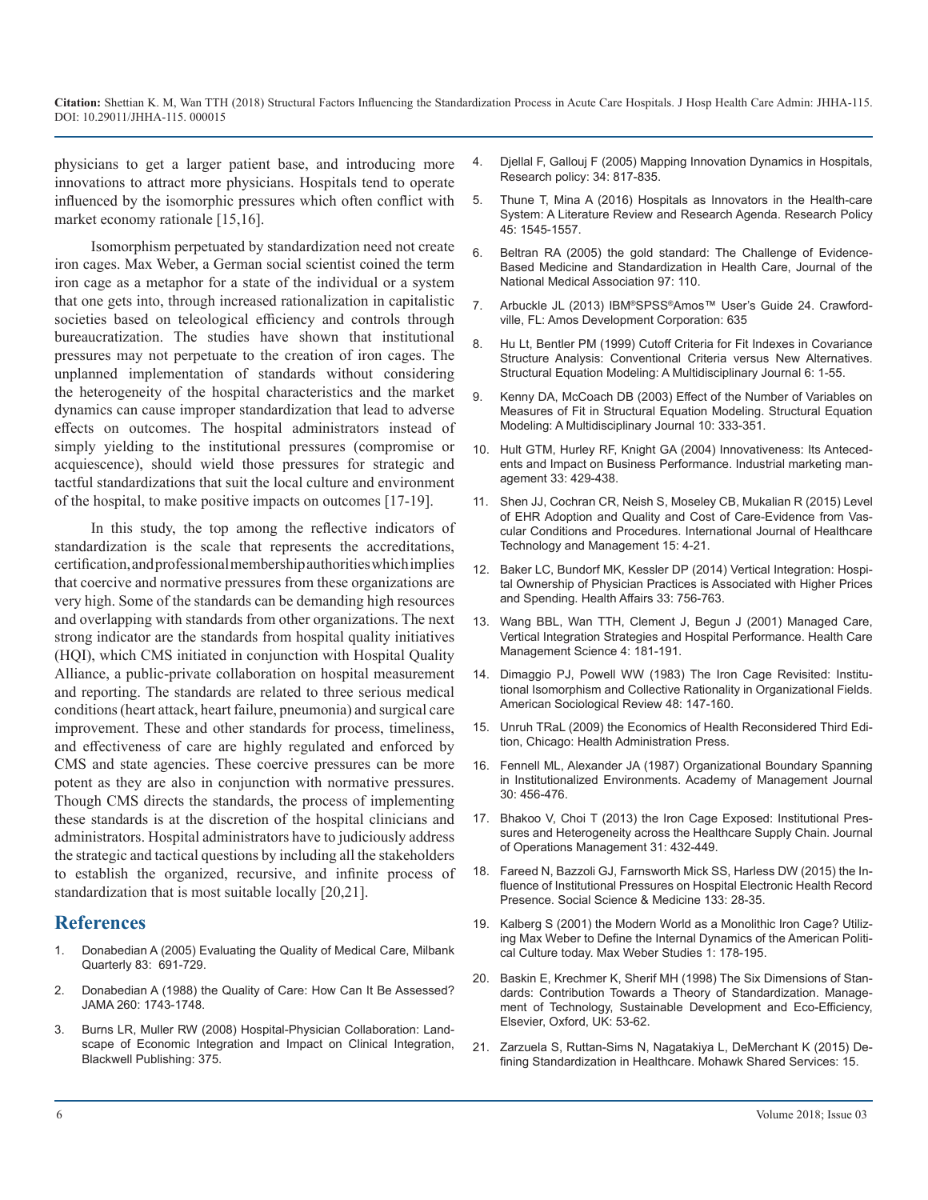physicians to get a larger patient base, and introducing more innovations to attract more physicians. Hospitals tend to operate influenced by the isomorphic pressures which often conflict with market economy rationale [15,16].

Isomorphism perpetuated by standardization need not create iron cages. Max Weber, a German social scientist coined the term iron cage as a metaphor for a state of the individual or a system that one gets into, through increased rationalization in capitalistic societies based on teleological efficiency and controls through bureaucratization. The studies have shown that institutional pressures may not perpetuate to the creation of iron cages. The unplanned implementation of standards without considering the heterogeneity of the hospital characteristics and the market dynamics can cause improper standardization that lead to adverse effects on outcomes. The hospital administrators instead of simply yielding to the institutional pressures (compromise or acquiescence), should wield those pressures for strategic and tactful standardizations that suit the local culture and environment of the hospital, to make positive impacts on outcomes [17-19].

In this study, the top among the reflective indicators of standardization is the scale that represents the accreditations, certification, and professional membership authorities which implies that coercive and normative pressures from these organizations are very high. Some of the standards can be demanding high resources and overlapping with standards from other organizations. The next strong indicator are the standards from hospital quality initiatives (HQI), which CMS initiated in conjunction with Hospital Quality Alliance, a public-private collaboration on hospital measurement and reporting. The standards are related to three serious medical conditions (heart attack, heart failure, pneumonia) and surgical care improvement. These and other standards for process, timeliness, and effectiveness of care are highly regulated and enforced by CMS and state agencies. These coercive pressures can be more potent as they are also in conjunction with normative pressures. Though CMS directs the standards, the process of implementing these standards is at the discretion of the hospital clinicians and administrators. Hospital administrators have to judiciously address the strategic and tactical questions by including all the stakeholders to establish the organized, recursive, and infinite process of standardization that is most suitable locally [20,21].

## References

1. Donabedian A (2005) Evaluating the Quality of Medical Care, Milbank Quarterly 83: 691-729.
2. Donabedian A (1988) the Quality of Care: How Can It Be Assessed? JAMA 260: 1743-1748.
3. Burns LR, Muller RW (2008) Hospital-Physician Collaboration: Landscape of Economic Integration and Impact on Clinical Integration, Blackwell Publishing: 375.
4. Djellal F, Gallouj F (2005) Mapping Innovation Dynamics in Hospitals, Research policy: 34: 817-835.
5. Thune T, Mina A (2016) Hospitals as Innovators in the Health-care System: A Literature Review and Research Agenda. Research Policy 45: 1545-1557.
6. Beltran RA (2005) the gold standard: The Challenge of Evidence-Based Medicine and Standardization in Health Care, Journal of the National Medical Association 97: 110.
7. Arbuckle JL (2013) IBM®SPSS®Amos™ User's Guide 24. Crawfordville, FL: Amos Development Corporation: 635
8. Hu Lt, Bentler PM (1999) Cutoff Criteria for Fit Indexes in Covariance Structure Analysis: Conventional Criteria versus New Alternatives. Structural Equation Modeling: A Multidisciplinary Journal 6: 1-55.
9. Kenny DA, McCoach DB (2003) Effect of the Number of Variables on Measures of Fit in Structural Equation Modeling. Structural Equation Modeling: A Multidisciplinary Journal 10: 333-351.
10. Hult GTM, Hurley RF, Knight GA (2004) Innovativeness: Its Antecedents and Impact on Business Performance. Industrial marketing management 33: 429-438.
11. Shen JJ, Cochran CR, Neish S, Moseley CB, Mukalian R (2015) Level of EHR Adoption and Quality and Cost of Care-Evidence from Vascular Conditions and Procedures. International Journal of Healthcare Technology and Management 15: 4-21.
12. Baker LC, Bundorf MK, Kessler DP (2014) Vertical Integration: Hospital Ownership of Physician Practices is Associated with Higher Prices and Spending. Health Affairs 33: 756-763.
13. Wang BBL, Wan TTH, Clement J, Begun J (2001) Managed Care, Vertical Integration Strategies and Hospital Performance. Health Care Management Science 4: 181-191.
14. Dimaggio PJ, Powell WW (1983) The Iron Cage Revisited: Institutional Isomorphism and Collective Rationality in Organizational Fields. American Sociological Review 48: 147-160.
15. Unruh TRaL (2009) the Economics of Health Reconsidered Third Edition, Chicago: Health Administration Press.
16. Fennell ML, Alexander JA (1987) Organizational Boundary Spanning in Institutionalized Environments. Academy of Management Journal 30: 456-476.
17. Bhakoo V, Choi T (2013) the Iron Cage Exposed: Institutional Pressures and Heterogeneity across the Healthcare Supply Chain. Journal of Operations Management 31: 432-449.
18. Fareed N, Bazzoli GJ, Farnsworth Mick SS, Harless DW (2015) the Influence of Institutional Pressures on Hospital Electronic Health Record Presence. Social Science & Medicine 133: 28-35.
19. Kalberg S (2001) the Modern World as a Monolithic Iron Cage? Utilizing Max Weber to Define the Internal Dynamics of the American Political Culture today. Max Weber Studies 1: 178-195.
20. Baskin E, Krechmer K, Sherif MH (1998) The Six Dimensions of Standards: Contribution Towards a Theory of Standardization. Management of Technology, Sustainable Development and Eco-Efficiency, Elsevier, Oxford, UK: 53-62.
21. Zarzuela S, Ruttan-Sims N, Nagatakiya L, DeMerchant K (2015) Defining Standardization in Healthcare. Mohawk Shared Services: 15.